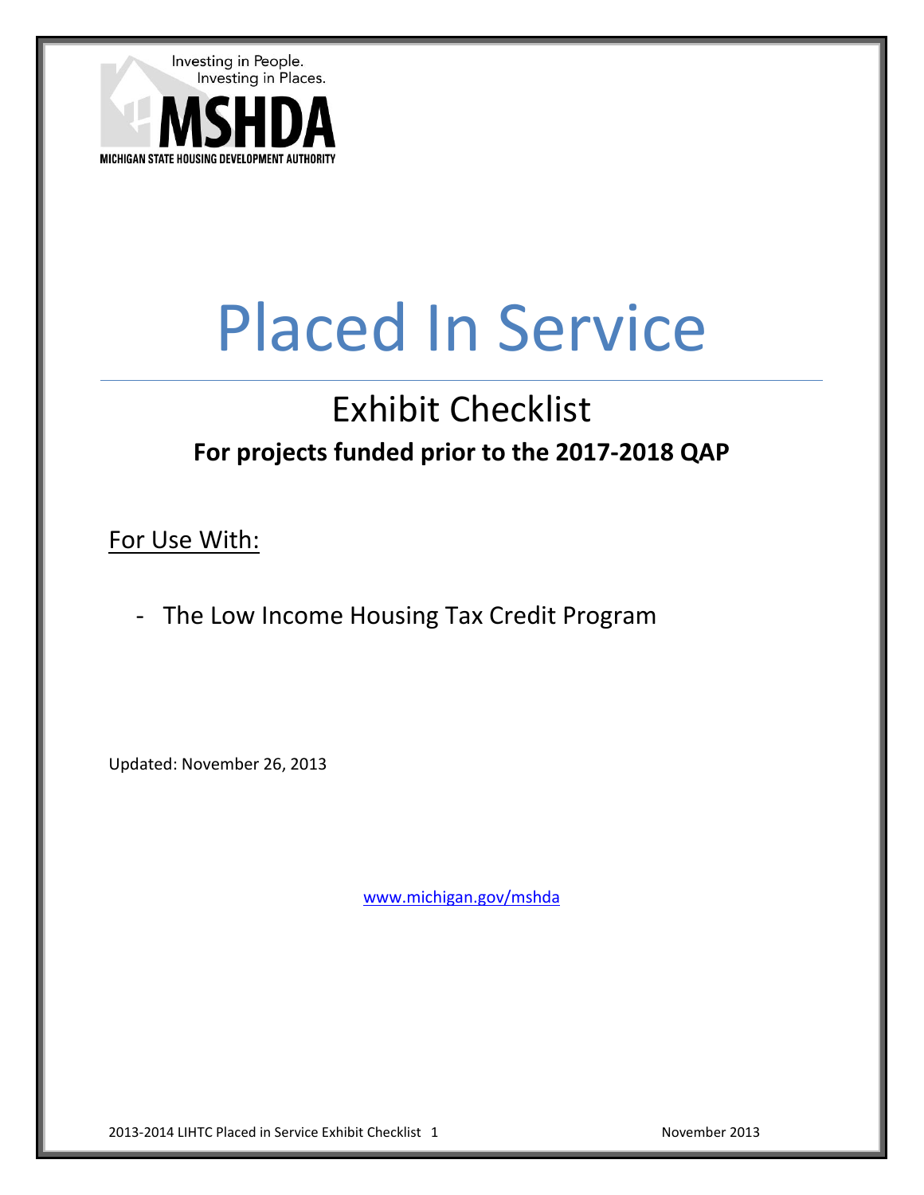Investing in People.
Investing in Places.

**MSHDA**

MICHIGAN STATE HOUSING DEVELOPMENT AUTHORITY

# Placed In Service

## Exhibit Checklist

**For projects funded prior to the 2017-2018 QAP**

For Use With:

- The Low Income Housing Tax Credit Program

Updated: November 26, 2013

www.michigan.gov/mshda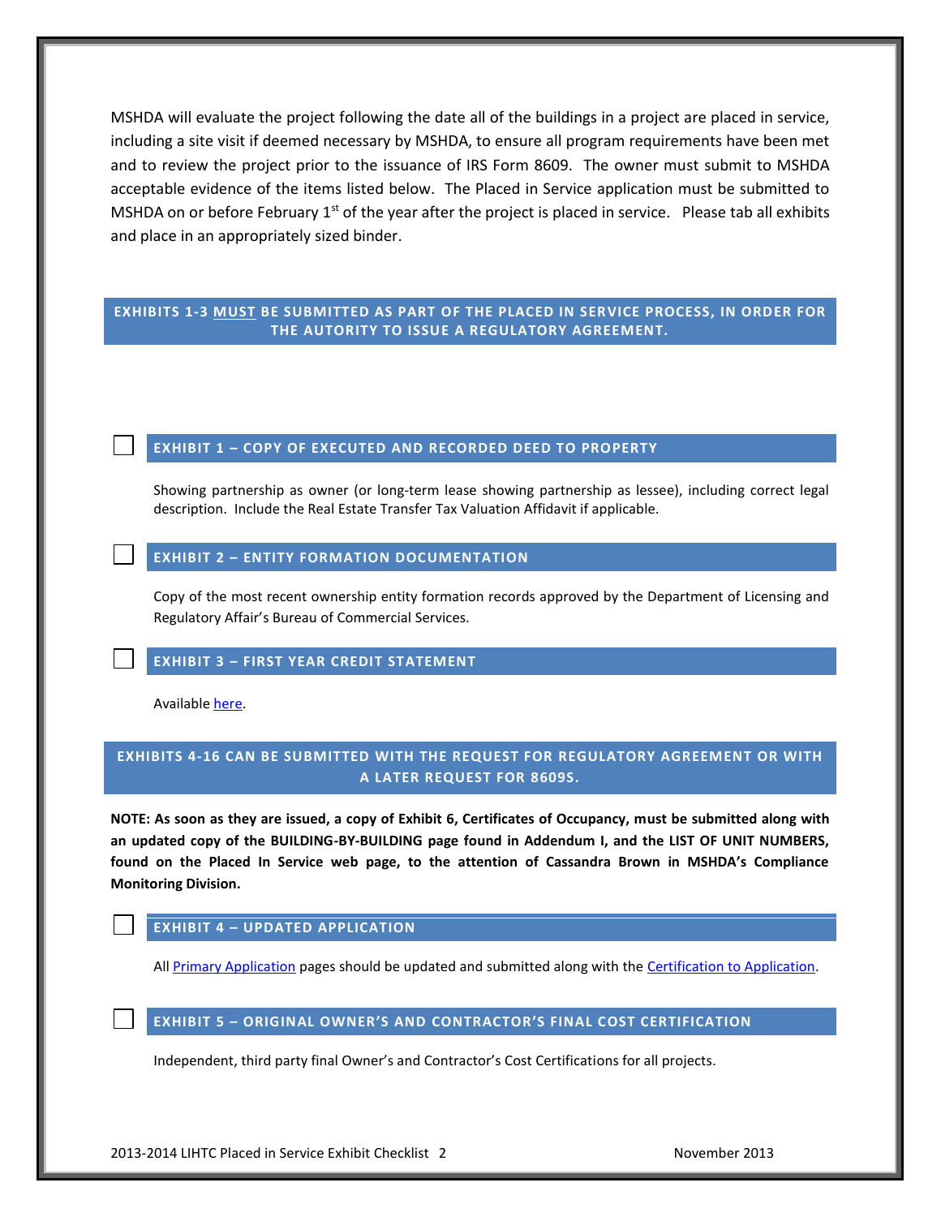MSHDA will evaluate the project following the date all of the buildings in a project are placed in service, including a site visit if deemed necessary by MSHDA, to ensure all program requirements have been met and to review the project prior to the issuance of IRS Form 8609. The owner must submit to MSHDA acceptable evidence of the items listed below. The Placed in Service application must be submitted to MSHDA on or before February 1st of the year after the project is placed in service. Please tab all exhibits and place in an appropriately sized binder.

## EXHIBITS 1-3 MUST BE SUBMITTED AS PART OF THE PLACED IN SERVICE PROCESS, IN ORDER FOR THE AUTORITY TO ISSUE A REGULATORY AGREEMENT.

### ☐ EXHIBIT 1 – COPY OF EXECUTED AND RECORDED DEED TO PROPERTY

Showing partnership as owner (or long-term lease showing partnership as lessee), including correct legal description. Include the Real Estate Transfer Tax Valuation Affidavit if applicable.

### ☐ EXHIBIT 2 – ENTITY FORMATION DOCUMENTATION

Copy of the most recent ownership entity formation records approved by the Department of Licensing and Regulatory Affair's Bureau of Commercial Services.

### ☐ EXHIBIT 3 – FIRST YEAR CREDIT STATEMENT

Available here.

## EXHIBITS 4-16 CAN BE SUBMITTED WITH THE REQUEST FOR REGULATORY AGREEMENT OR WITH A LATER REQUEST FOR 8609S.

**NOTE: As soon as they are issued, a copy of Exhibit 6, Certificates of Occupancy, must be submitted along with an updated copy of the BUILDING-BY-BUILDING page found in Addendum I, and the LIST OF UNIT NUMBERS, found on the Placed In Service web page, to the attention of Cassandra Brown in MSHDA's Compliance Monitoring Division.**

### ☐ EXHIBIT 4 – UPDATED APPLICATION

All Primary Application pages should be updated and submitted along with the Certification to Application.

### ☐ EXHIBIT 5 – ORIGINAL OWNER'S AND CONTRACTOR'S FINAL COST CERTIFICATION

Independent, third party final Owner's and Contractor's Cost Certifications for all projects.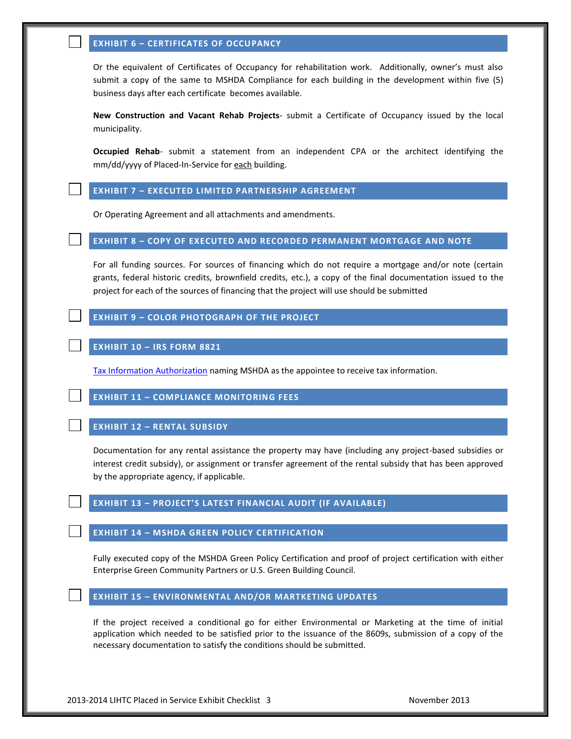## ☐ EXHIBIT 6 – CERTIFICATES OF OCCUPANCY

Or the equivalent of Certificates of Occupancy for rehabilitation work. Additionally, owner's must also submit a copy of the same to MSHDA Compliance for each building in the development within five (5) business days after each certificate becomes available.

**New Construction and Vacant Rehab Projects**- submit a Certificate of Occupancy issued by the local municipality.

**Occupied Rehab**- submit a statement from an independent CPA or the architect identifying the mm/dd/yyyy of Placed-In-Service for each building.

## ☐ EXHIBIT 7 – EXECUTED LIMITED PARTNERSHIP AGREEMENT

Or Operating Agreement and all attachments and amendments.

## ☐ EXHIBIT 8 – COPY OF EXECUTED AND RECORDED PERMANENT MORTGAGE AND NOTE

For all funding sources. For sources of financing which do not require a mortgage and/or note (certain grants, federal historic credits, brownfield credits, etc.), a copy of the final documentation issued to the project for each of the sources of financing that the project will use should be submitted

## ☐ EXHIBIT 9 – COLOR PHOTOGRAPH OF THE PROJECT

## ☐ EXHIBIT 10 – IRS FORM 8821

Tax Information Authorization naming MSHDA as the appointee to receive tax information.

## ☐ EXHIBIT 11 – COMPLIANCE MONITORING FEES

## ☐ EXHIBIT 12 – RENTAL SUBSIDY

Documentation for any rental assistance the property may have (including any project-based subsidies or interest credit subsidy), or assignment or transfer agreement of the rental subsidy that has been approved by the appropriate agency, if applicable.

## ☐ EXHIBIT 13 – PROJECT'S LATEST FINANCIAL AUDIT (IF AVAILABLE)

## ☐ EXHIBIT 14 – MSHDA GREEN POLICY CERTIFICATION

Fully executed copy of the MSHDA Green Policy Certification and proof of project certification with either Enterprise Green Community Partners or U.S. Green Building Council.

## ☐ EXHIBIT 15 – ENVIRONMENTAL AND/OR MARTKETING UPDATES

If the project received a conditional go for either Environmental or Marketing at the time of initial application which needed to be satisfied prior to the issuance of the 8609s, submission of a copy of the necessary documentation to satisfy the conditions should be submitted.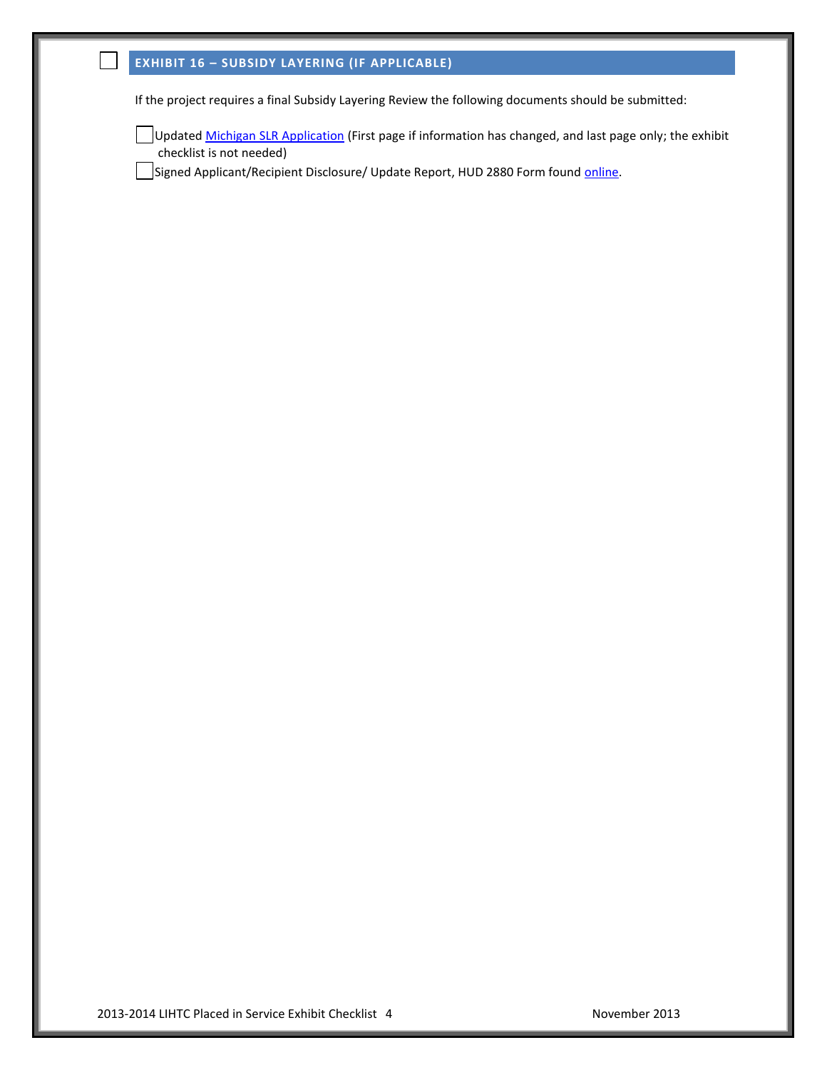## ☐ EXHIBIT 16 – SUBSIDY LAYERING (IF APPLICABLE)

If the project requires a final Subsidy Layering Review the following documents should be submitted:

- ☐ Updated Michigan SLR Application (First page if information has changed, and last page only; the exhibit checklist is not needed)
- ☐ Signed Applicant/Recipient Disclosure/ Update Report, HUD 2880 Form found online.